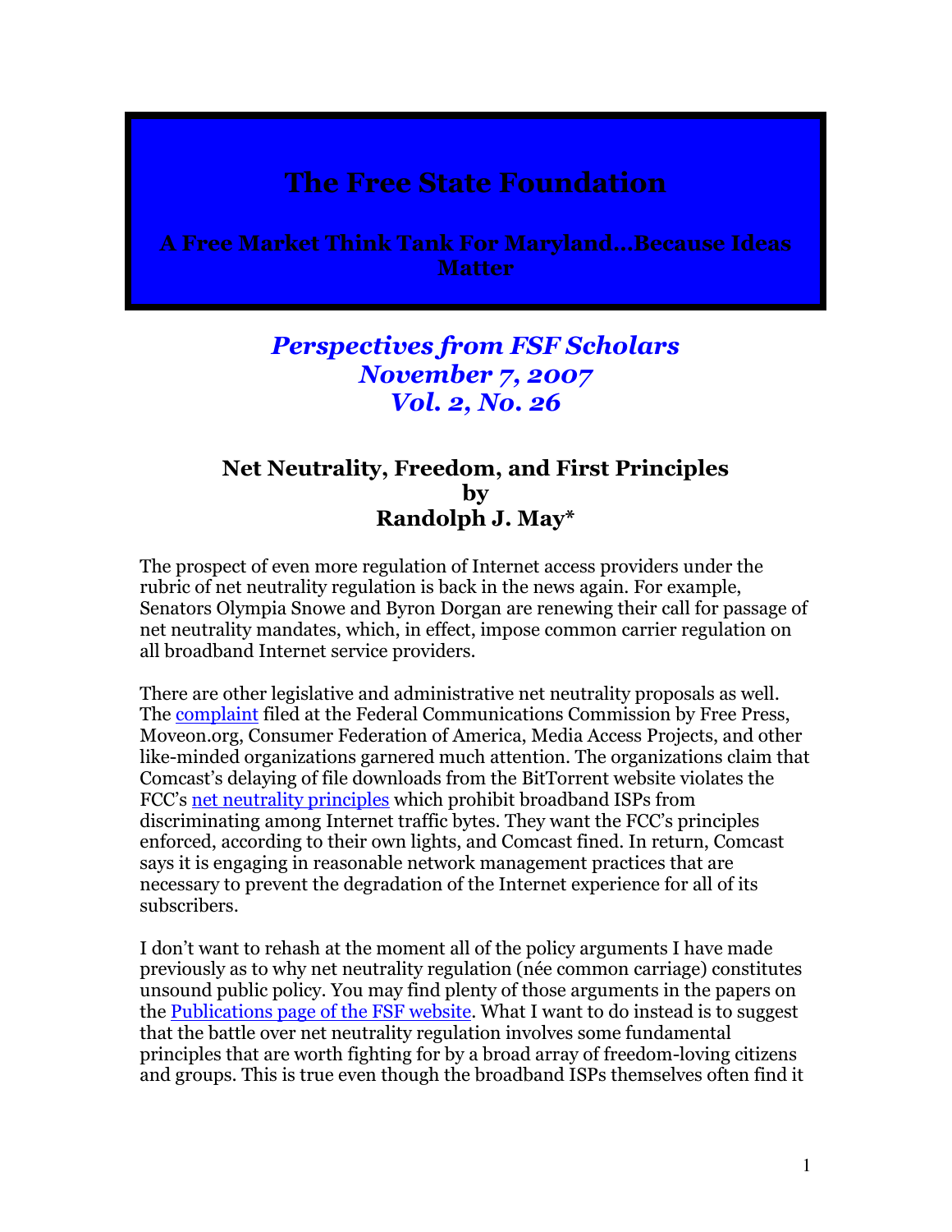# The Free State Foundation

**A Free Market Think Tank For Maryland…Because Ideas Matter**

***Perspectives from FSF Scholars***
***November 7, 2007***
***Vol. 2, No. 26***

## Net Neutrality, Freedom, and First Principles
## by
## Randolph J. May*

The prospect of even more regulation of Internet access providers under the rubric of net neutrality regulation is back in the news again. For example, Senators Olympia Snowe and Byron Dorgan are renewing their call for passage of net neutrality mandates, which, in effect, impose common carrier regulation on all broadband Internet service providers.

There are other legislative and administrative net neutrality proposals as well. The complaint filed at the Federal Communications Commission by Free Press, Moveon.org, Consumer Federation of America, Media Access Projects, and other like-minded organizations garnered much attention. The organizations claim that Comcast's delaying of file downloads from the BitTorrent website violates the FCC's net neutrality principles which prohibit broadband ISPs from discriminating among Internet traffic bytes. They want the FCC's principles enforced, according to their own lights, and Comcast fined. In return, Comcast says it is engaging in reasonable network management practices that are necessary to prevent the degradation of the Internet experience for all of its subscribers.

I don't want to rehash at the moment all of the policy arguments I have made previously as to why net neutrality regulation (née common carriage) constitutes unsound public policy. You may find plenty of those arguments in the papers on the Publications page of the FSF website. What I want to do instead is to suggest that the battle over net neutrality regulation involves some fundamental principles that are worth fighting for by a broad array of freedom-loving citizens and groups. This is true even though the broadband ISPs themselves often find it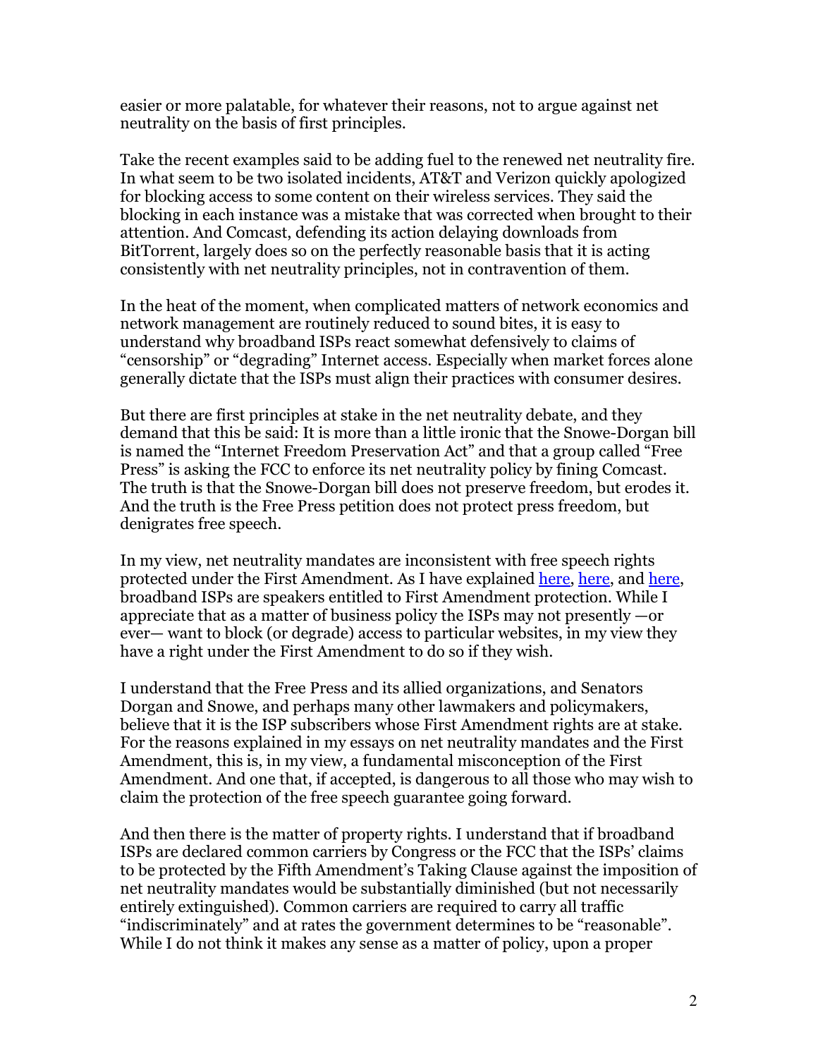easier or more palatable, for whatever their reasons, not to argue against net neutrality on the basis of first principles.

Take the recent examples said to be adding fuel to the renewed net neutrality fire. In what seem to be two isolated incidents, AT&T and Verizon quickly apologized for blocking access to some content on their wireless services. They said the blocking in each instance was a mistake that was corrected when brought to their attention. And Comcast, defending its action delaying downloads from BitTorrent, largely does so on the perfectly reasonable basis that it is acting consistently with net neutrality principles, not in contravention of them.

In the heat of the moment, when complicated matters of network economics and network management are routinely reduced to sound bites, it is easy to understand why broadband ISPs react somewhat defensively to claims of "censorship" or "degrading" Internet access. Especially when market forces alone generally dictate that the ISPs must align their practices with consumer desires.

But there are first principles at stake in the net neutrality debate, and they demand that this be said: It is more than a little ironic that the Snowe-Dorgan bill is named the "Internet Freedom Preservation Act" and that a group called "Free Press" is asking the FCC to enforce its net neutrality policy by fining Comcast. The truth is that the Snowe-Dorgan bill does not preserve freedom, but erodes it. And the truth is the Free Press petition does not protect press freedom, but denigrates free speech.

In my view, net neutrality mandates are inconsistent with free speech rights protected under the First Amendment. As I have explained here, here, and here, broadband ISPs are speakers entitled to First Amendment protection. While I appreciate that as a matter of business policy the ISPs may not presently —or ever— want to block (or degrade) access to particular websites, in my view they have a right under the First Amendment to do so if they wish.

I understand that the Free Press and its allied organizations, and Senators Dorgan and Snowe, and perhaps many other lawmakers and policymakers, believe that it is the ISP subscribers whose First Amendment rights are at stake. For the reasons explained in my essays on net neutrality mandates and the First Amendment, this is, in my view, a fundamental misconception of the First Amendment. And one that, if accepted, is dangerous to all those who may wish to claim the protection of the free speech guarantee going forward.

And then there is the matter of property rights. I understand that if broadband ISPs are declared common carriers by Congress or the FCC that the ISPs' claims to be protected by the Fifth Amendment's Taking Clause against the imposition of net neutrality mandates would be substantially diminished (but not necessarily entirely extinguished). Common carriers are required to carry all traffic "indiscriminately" and at rates the government determines to be "reasonable". While I do not think it makes any sense as a matter of policy, upon a proper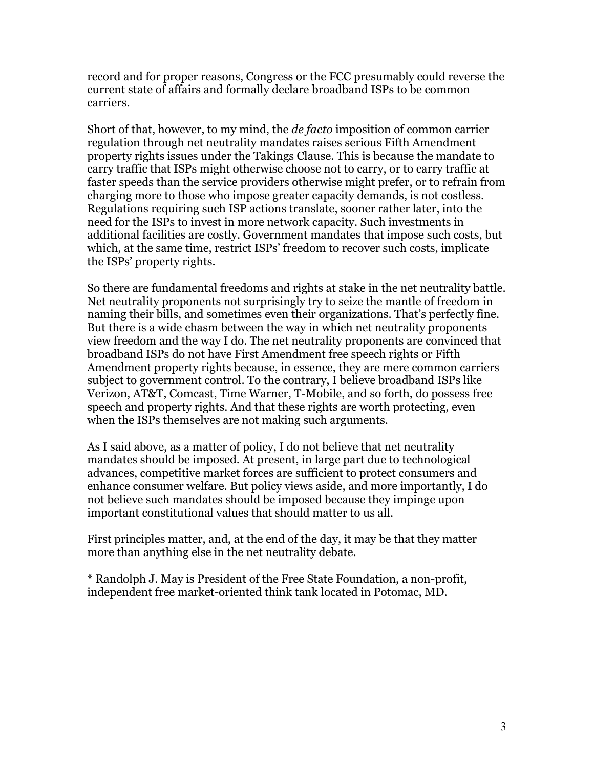record and for proper reasons, Congress or the FCC presumably could reverse the current state of affairs and formally declare broadband ISPs to be common carriers.

Short of that, however, to my mind, the *de facto* imposition of common carrier regulation through net neutrality mandates raises serious Fifth Amendment property rights issues under the Takings Clause. This is because the mandate to carry traffic that ISPs might otherwise choose not to carry, or to carry traffic at faster speeds than the service providers otherwise might prefer, or to refrain from charging more to those who impose greater capacity demands, is not costless. Regulations requiring such ISP actions translate, sooner rather later, into the need for the ISPs to invest in more network capacity. Such investments in additional facilities are costly. Government mandates that impose such costs, but which, at the same time, restrict ISPs' freedom to recover such costs, implicate the ISPs' property rights.

So there are fundamental freedoms and rights at stake in the net neutrality battle. Net neutrality proponents not surprisingly try to seize the mantle of freedom in naming their bills, and sometimes even their organizations. That's perfectly fine. But there is a wide chasm between the way in which net neutrality proponents view freedom and the way I do. The net neutrality proponents are convinced that broadband ISPs do not have First Amendment free speech rights or Fifth Amendment property rights because, in essence, they are mere common carriers subject to government control. To the contrary, I believe broadband ISPs like Verizon, AT&T, Comcast, Time Warner, T-Mobile, and so forth, do possess free speech and property rights. And that these rights are worth protecting, even when the ISPs themselves are not making such arguments.

As I said above, as a matter of policy, I do not believe that net neutrality mandates should be imposed. At present, in large part due to technological advances, competitive market forces are sufficient to protect consumers and enhance consumer welfare. But policy views aside, and more importantly, I do not believe such mandates should be imposed because they impinge upon important constitutional values that should matter to us all.

First principles matter, and, at the end of the day, it may be that they matter more than anything else in the net neutrality debate.

* Randolph J. May is President of the Free State Foundation, a non-profit, independent free market-oriented think tank located in Potomac, MD.